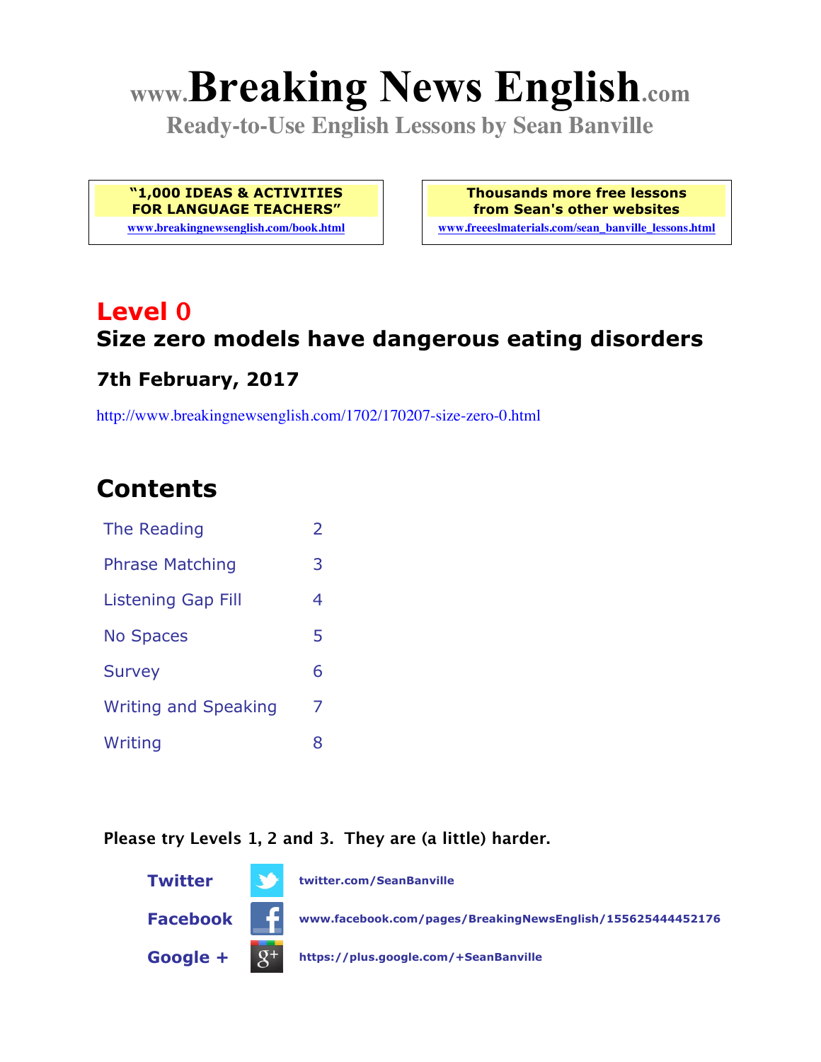# www.Breaking News English.com

**Ready-to-Use English Lessons by Sean Banville**

**"1,000 IDEAS & ACTIVITIES FOR LANGUAGE TEACHERS"**
www.breakingnewsenglish.com/book.html

**Thousands more free lessons from Sean's other websites**
www.freeeslmaterials.com/sean_banville_lessons.html

## Level 0

## Size zero models have dangerous eating disorders

### 7th February, 2017

http://www.breakingnewsenglish.com/1702/170207-size-zero-0.html

## Contents

| | |
|---|---|
| The Reading | 2 |
| Phrase Matching | 3 |
| Listening Gap Fill | 4 |
| No Spaces | 5 |
| Survey | 6 |
| Writing and Speaking | 7 |
| Writing | 8 |

**Please try Levels 1, 2 and 3. They are (a little) harder.**

**Twitter** twitter.com/SeanBanville

**Facebook** www.facebook.com/pages/BreakingNewsEnglish/155625444452176

**Google +** https://plus.google.com/+SeanBanville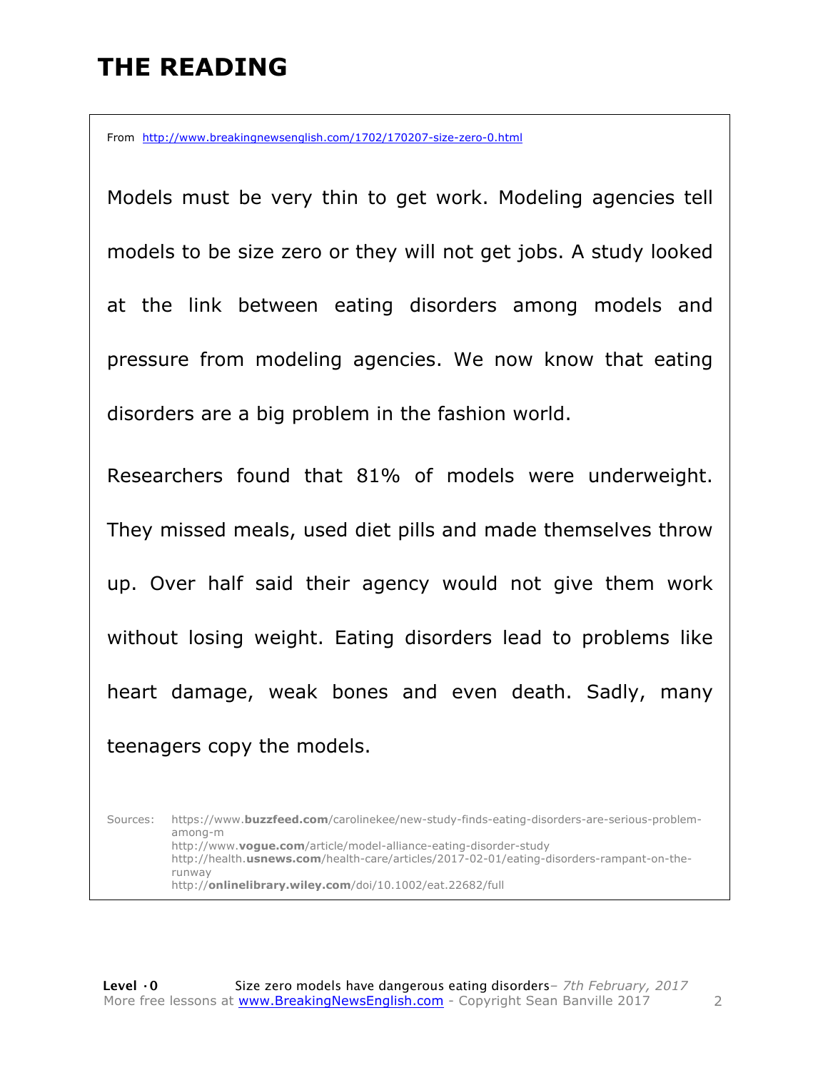# THE READING

From http://www.breakingnewsenglish.com/1702/170207-size-zero-0.html

Models must be very thin to get work. Modeling agencies tell models to be size zero or they will not get jobs. A study looked at the link between eating disorders among models and pressure from modeling agencies. We now know that eating disorders are a big problem in the fashion world.

Researchers found that 81% of models were underweight. They missed meals, used diet pills and made themselves throw up. Over half said their agency would not give them work without losing weight. Eating disorders lead to problems like heart damage, weak bones and even death. Sadly, many teenagers copy the models.

Sources:
https://www.**buzzfeed.com**/carolinekee/new-study-finds-eating-disorders-are-serious-problem-among-m
http://www.**vogue.com**/article/model-alliance-eating-disorder-study
http://health.**usnews.com**/health-care/articles/2017-02-01/eating-disorders-rampant-on-the-runway
http://**onlinelibrary.wiley.com**/doi/10.1002/eat.22682/full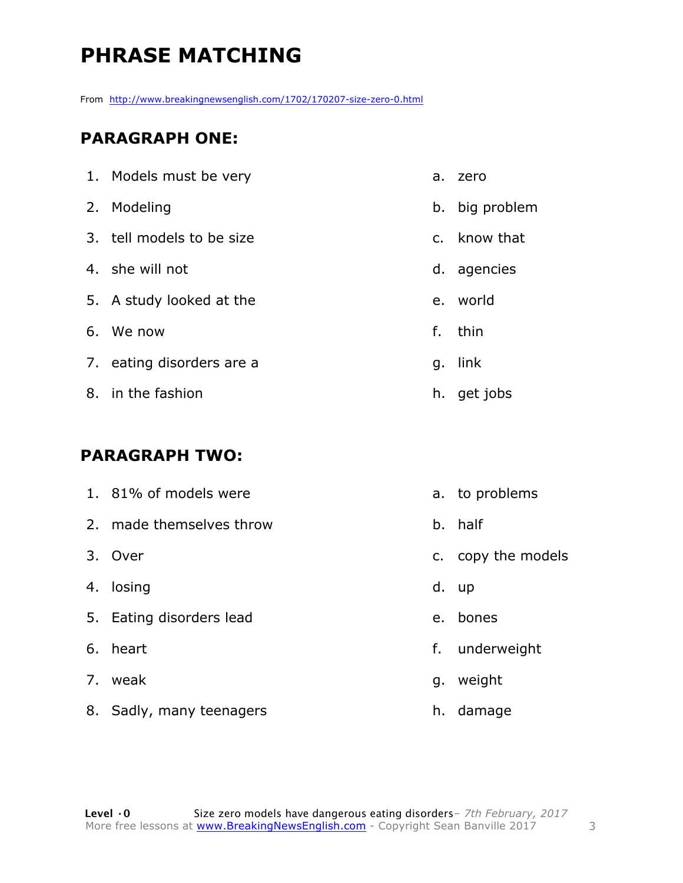# PHRASE MATCHING

From http://www.breakingnewsenglish.com/1702/170207-size-zero-0.html

## PARAGRAPH ONE:

| | |
|---|---|
| 1. Models must be very | a. zero |
| 2. Modeling | b. big problem |
| 3. tell models to be size | c. know that |
| 4. she will not | d. agencies |
| 5. A study looked at the | e. world |
| 6. We now | f. thin |
| 7. eating disorders are a | g. link |
| 8. in the fashion | h. get jobs |

## PARAGRAPH TWO:

| | |
|---|---|
| 1. 81% of models were | a. to problems |
| 2. made themselves throw | b. half |
| 3. Over | c. copy the models |
| 4. losing | d. up |
| 5. Eating disorders lead | e. bones |
| 6. heart | f. underweight |
| 7. weak | g. weight |
| 8. Sadly, many teenagers | h. damage |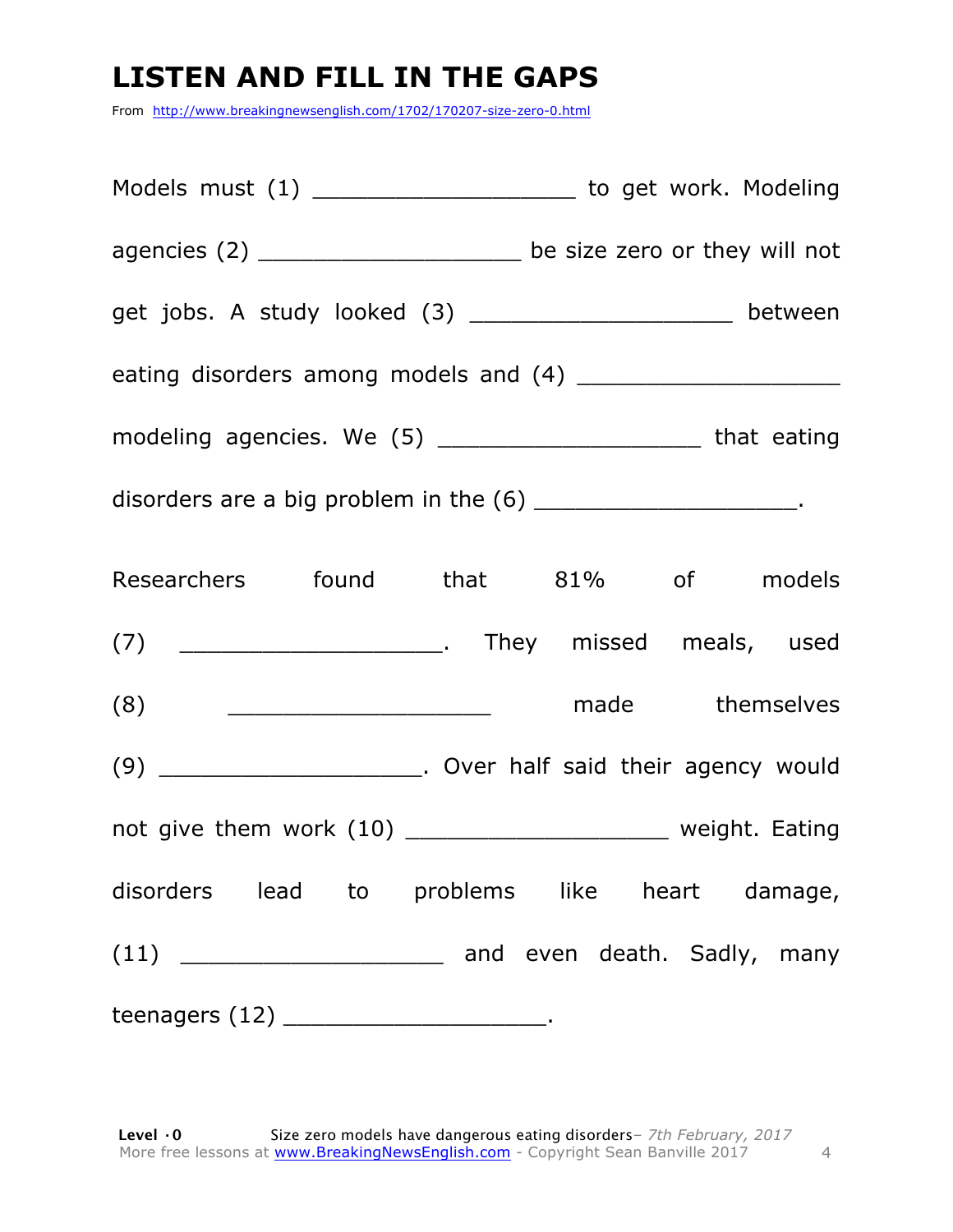# LISTEN AND FILL IN THE GAPS

From http://www.breakingnewsenglish.com/1702/170207-size-zero-0.html

Models must (1) ___________________ to get work. Modeling agencies (2) ___________________ be size zero or they will not get jobs. A study looked (3) ___________________ between eating disorders among models and (4) ___________________ modeling agencies. We (5) ___________________ that eating disorders are a big problem in the (6) ___________________.

Researchers found that 81% of models (7) ___________________. They missed meals, used (8) ___________________ made themselves (9) ___________________. Over half said their agency would not give them work (10) ___________________ weight. Eating disorders lead to problems like heart damage, (11) ___________________ and even death. Sadly, many teenagers (12) ___________________.

**Level · 0** Size zero models have dangerous eating disorders – *7th February, 2017*
More free lessons at www.BreakingNewsEnglish.com - Copyright Sean Banville 2017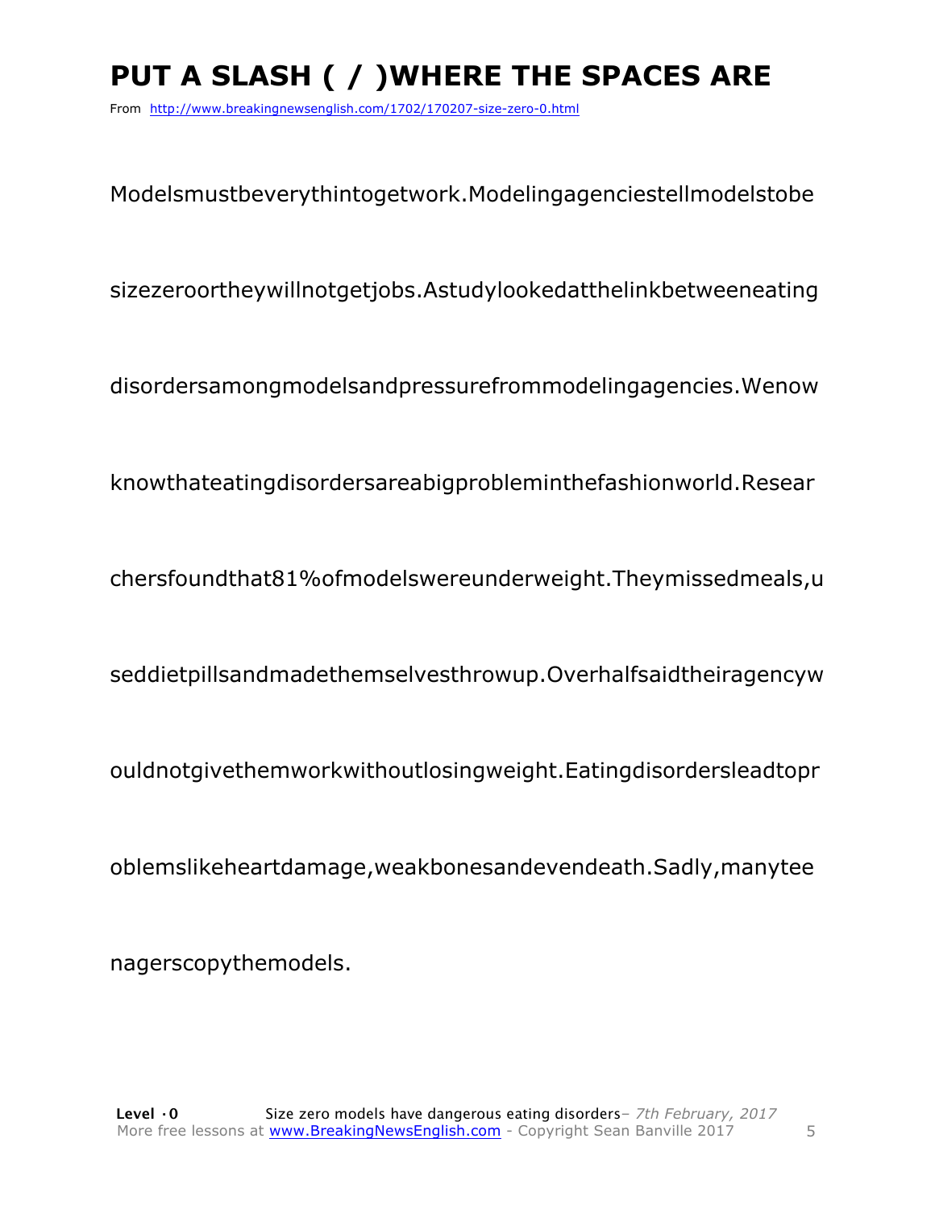# PUT A SLASH ( / )WHERE THE SPACES ARE

From http://www.breakingnewsenglish.com/1702/170207-size-zero-0.html

Modelsmustbeverythintogetwork.Modelingagenciestellmodelstobe

sizezeroortheywillnotgetjobs.Astudylookedatthelinkbetweeneating

disordersamongmodelsandpressurefrommodelingagencies.Wenow

knowthateatingdisordersareabigprobleminthefashionworld.Resear

chersfoundthat81%ofmodelswereunderweight.Theymissedmeals,u

seddietpillsandmadethemselvesthrowup.Overhalfsaidtheiragencyw

ouldnotgivethemworkwithoutlosingweight.Eatingdisordersleadtopr

oblemslikeheartdamage,weakbonesandevendeath.Sadly,manytee

nagerscopythemodels.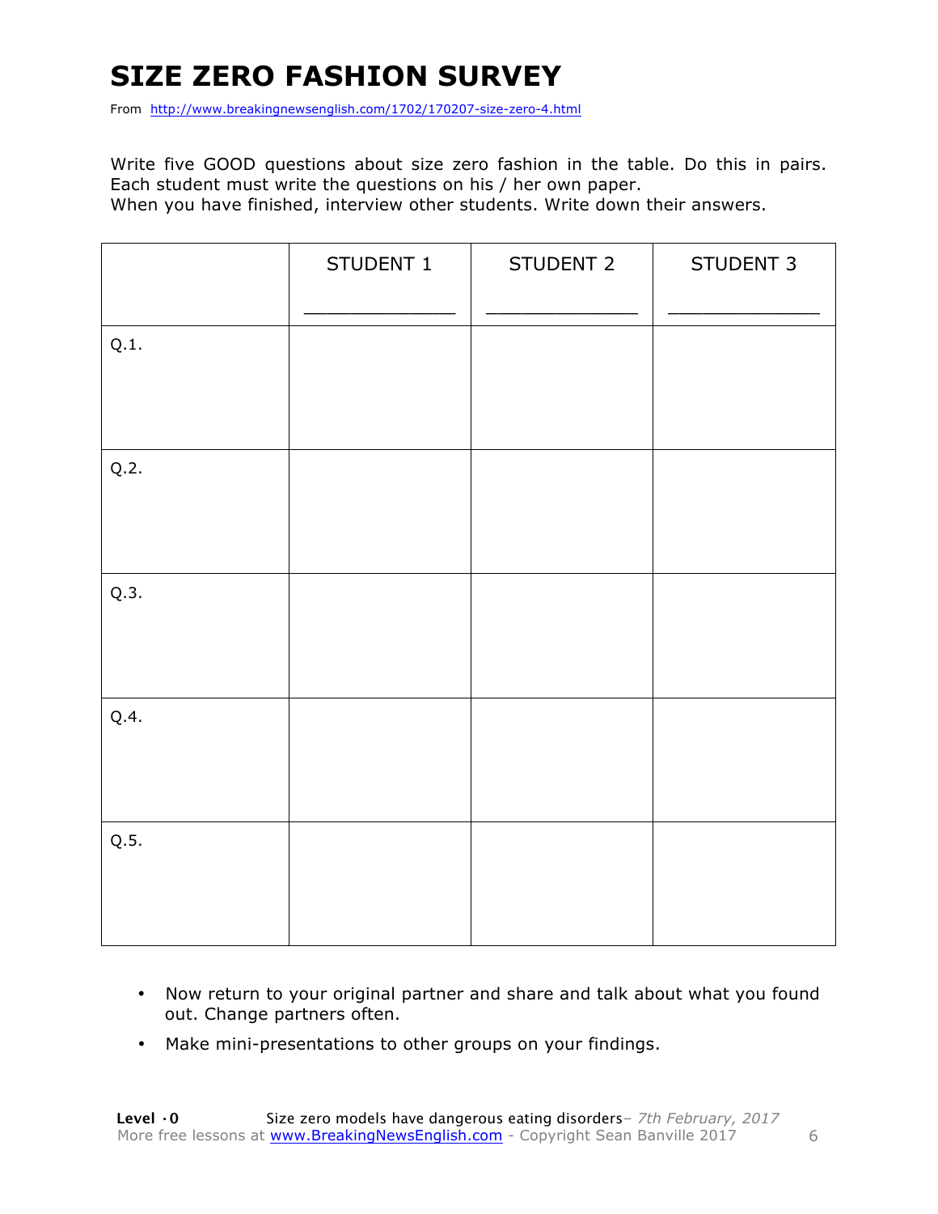# SIZE ZERO FASHION SURVEY

From http://www.breakingnewsenglish.com/1702/170207-size-zero-4.html

Write five GOOD questions about size zero fashion in the table. Do this in pairs. Each student must write the questions on his / her own paper.
When you have finished, interview other students. Write down their answers.

| | STUDENT 1<br>_______________ | STUDENT 2<br>_______________ | STUDENT 3<br>_______________ |
|---|---|---|---|
| Q.1. | | | |
| Q.2. | | | |
| Q.3. | | | |
| Q.4. | | | |
| Q.5. | | | |

- Now return to your original partner and share and talk about what you found out. Change partners often.
- Make mini-presentations to other groups on your findings.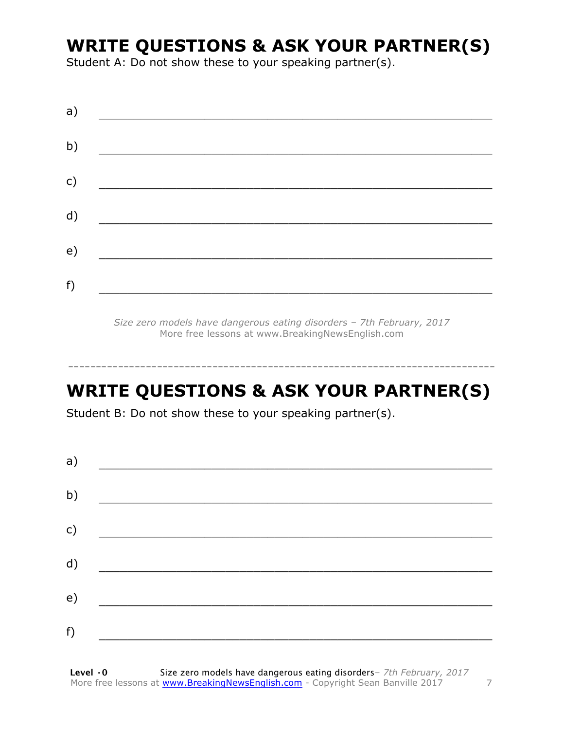## WRITE QUESTIONS & ASK YOUR PARTNER(S)

Student A: Do not show these to your speaking partner(s).

a) ___________________________________________________________

b) ___________________________________________________________

c) ___________________________________________________________

d) ___________________________________________________________

e) ___________________________________________________________

f) ___________________________________________________________

*Size zero models have dangerous eating disorders – 7th February, 2017*
More free lessons at www.BreakingNewsEnglish.com

---

## WRITE QUESTIONS & ASK YOUR PARTNER(S)

Student B: Do not show these to your speaking partner(s).

a) ___________________________________________________________

b) ___________________________________________________________

c) ___________________________________________________________

d) ___________________________________________________________

e) ___________________________________________________________

f) ___________________________________________________________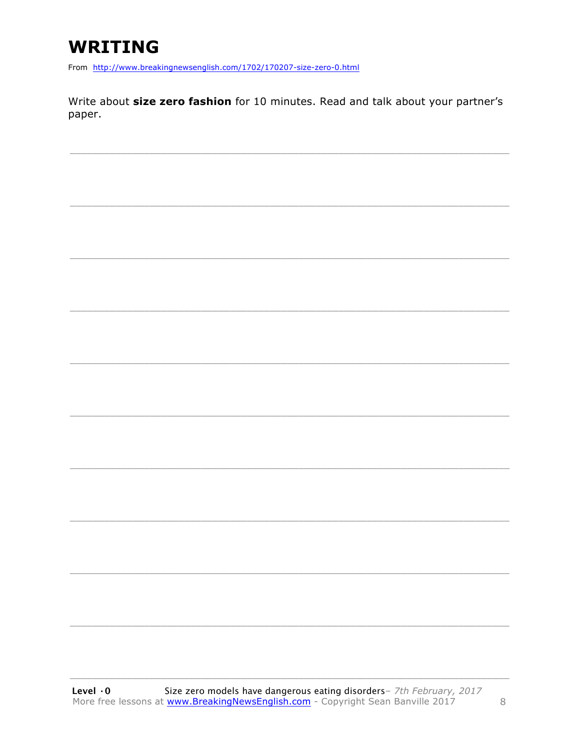# WRITING

From http://www.breakingnewsenglish.com/1702/170207-size-zero-0.html

Write about **size zero fashion** for 10 minutes. Read and talk about your partner's paper.